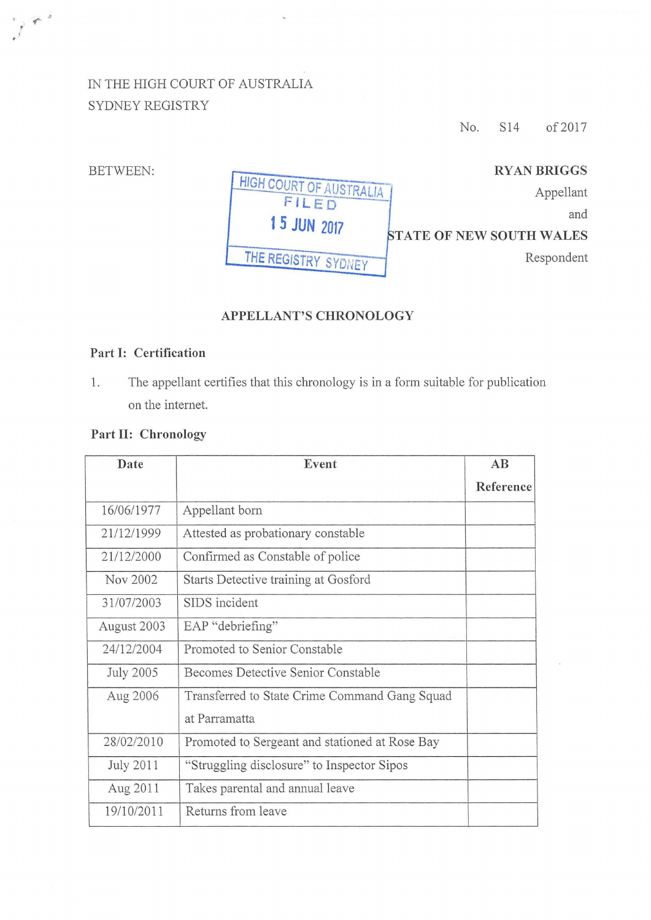IN THE HIGH COURT OF AUSTRALIA
SYDNEY REGISTRY

No. S14 of 2017

BETWEEN:

HIGH COURT OF AUSTRALIA
FILED
15 JUN 2017
THE REGISTRY SYDNEY

**RYAN BRIGGS**
Appellant

and

**STATE OF NEW SOUTH WALES**
Respondent

## APPELLANT'S CHRONOLOGY

### Part I: Certification

1. The appellant certifies that this chronology is in a form suitable for publication on the internet.

### Part II: Chronology

| Date | Event | AB Reference |
|---|---|---|
| 16/06/1977 | Appellant born | |
| 21/12/1999 | Attested as probationary constable | |
| 21/12/2000 | Confirmed as Constable of police | |
| Nov 2002 | Starts Detective training at Gosford | |
| 31/07/2003 | SIDS incident | |
| August 2003 | EAP "debriefing" | |
| 24/12/2004 | Promoted to Senior Constable | |
| July 2005 | Becomes Detective Senior Constable | |
| Aug 2006 | Transferred to State Crime Command Gang Squad at Parramatta | |
| 28/02/2010 | Promoted to Sergeant and stationed at Rose Bay | |
| July 2011 | "Struggling disclosure" to Inspector Sipos | |
| Aug 2011 | Takes parental and annual leave | |
| 19/10/2011 | Returns from leave | |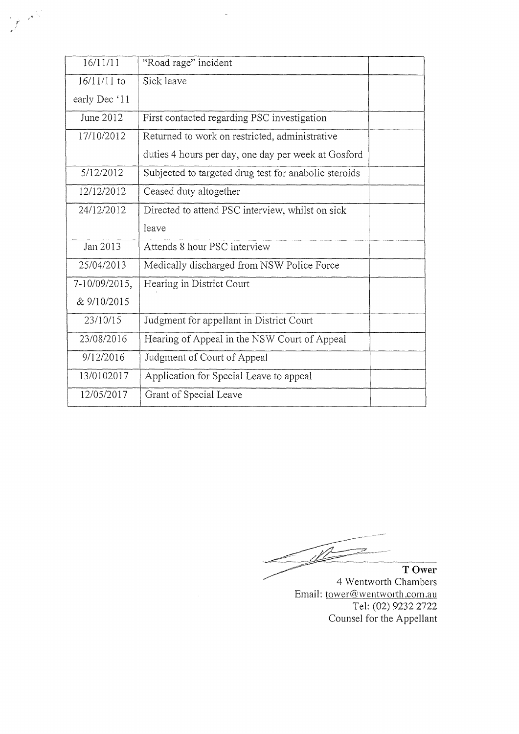| | | |
|---|---|---|
| 16/11/11 | "Road rage" incident | |
| 16/11/11 to early Dec '11 | Sick leave | |
| June 2012 | First contacted regarding PSC investigation | |
| 17/10/2012 | Returned to work on restricted, administrative duties 4 hours per day, one day per week at Gosford | |
| 5/12/2012 | Subjected to targeted drug test for anabolic steroids | |
| 12/12/2012 | Ceased duty altogether | |
| 24/12/2012 | Directed to attend PSC interview, whilst on sick leave | |
| Jan 2013 | Attends 8 hour PSC interview | |
| 25/04/2013 | Medically discharged from NSW Police Force | |
| 7-10/09/2015, & 9/10/2015 | Hearing in District Court | |
| 23/10/15 | Judgment for appellant in District Court | |
| 23/08/2016 | Hearing of Appeal in the NSW Court of Appeal | |
| 9/12/2016 | Judgment of Court of Appeal | |
| 13/0102017 | Application for Special Leave to appeal | |
| 12/05/2017 | Grant of Special Leave | |

**T Ower**
4 Wentworth Chambers
Email: tower@wentworth.com.au
Tel: (02) 9232 2722
Counsel for the Appellant